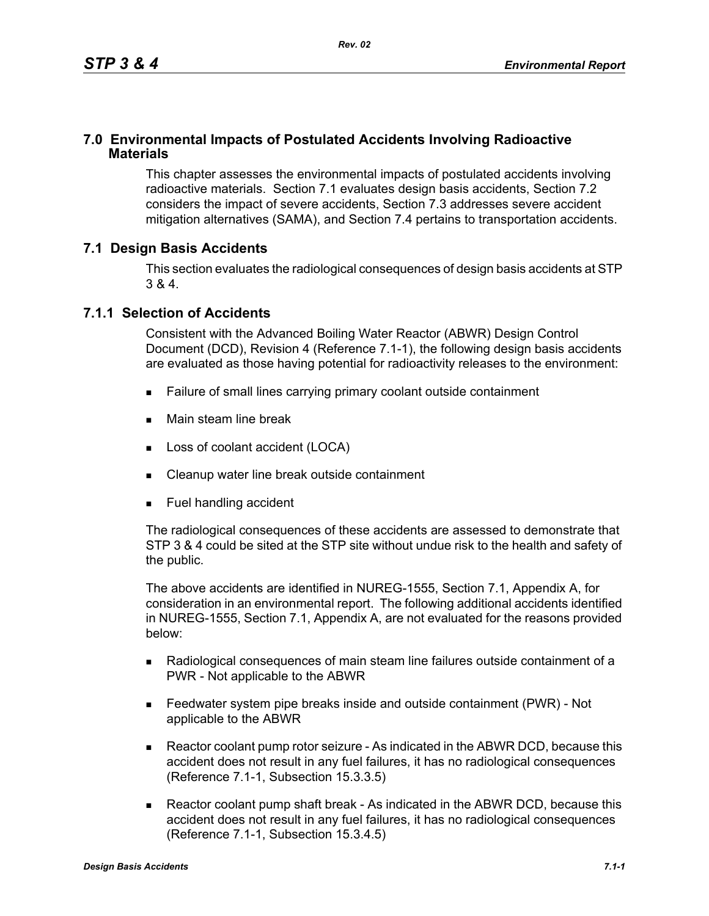# 7.0 Environmental Impacts of Postulated Accidents Involving Radioactive Materials

This chapter assesses the environmental impacts of postulated accidents involving radioactive materials. Section 7.1 evaluates design basis accidents, Section 7.2 considers the impact of severe accidents, Section 7.3 addresses severe accident mitigation alternatives (SAMA), and Section 7.4 pertains to transportation accidents.

## 7.1 Design Basis Accidents

This section evaluates the radiological consequences of design basis accidents at STP 3 & 4.

### 7.1.1 Selection of Accidents

Consistent with the Advanced Boiling Water Reactor (ABWR) Design Control Document (DCD), Revision 4 (Reference 7.1-1), the following design basis accidents are evaluated as those having potential for radioactivity releases to the environment:

- Failure of small lines carrying primary coolant outside containment
- Main steam line break
- Loss of coolant accident (LOCA)
- Cleanup water line break outside containment
- Fuel handling accident

The radiological consequences of these accidents are assessed to demonstrate that STP 3 & 4 could be sited at the STP site without undue risk to the health and safety of the public.

The above accidents are identified in NUREG-1555, Section 7.1, Appendix A, for consideration in an environmental report. The following additional accidents identified in NUREG-1555, Section 7.1, Appendix A, are not evaluated for the reasons provided below:

- Radiological consequences of main steam line failures outside containment of a PWR - Not applicable to the ABWR
- Feedwater system pipe breaks inside and outside containment (PWR) - Not applicable to the ABWR
- Reactor coolant pump rotor seizure - As indicated in the ABWR DCD, because this accident does not result in any fuel failures, it has no radiological consequences (Reference 7.1-1, Subsection 15.3.3.5)
- Reactor coolant pump shaft break - As indicated in the ABWR DCD, because this accident does not result in any fuel failures, it has no radiological consequences (Reference 7.1-1, Subsection 15.3.4.5)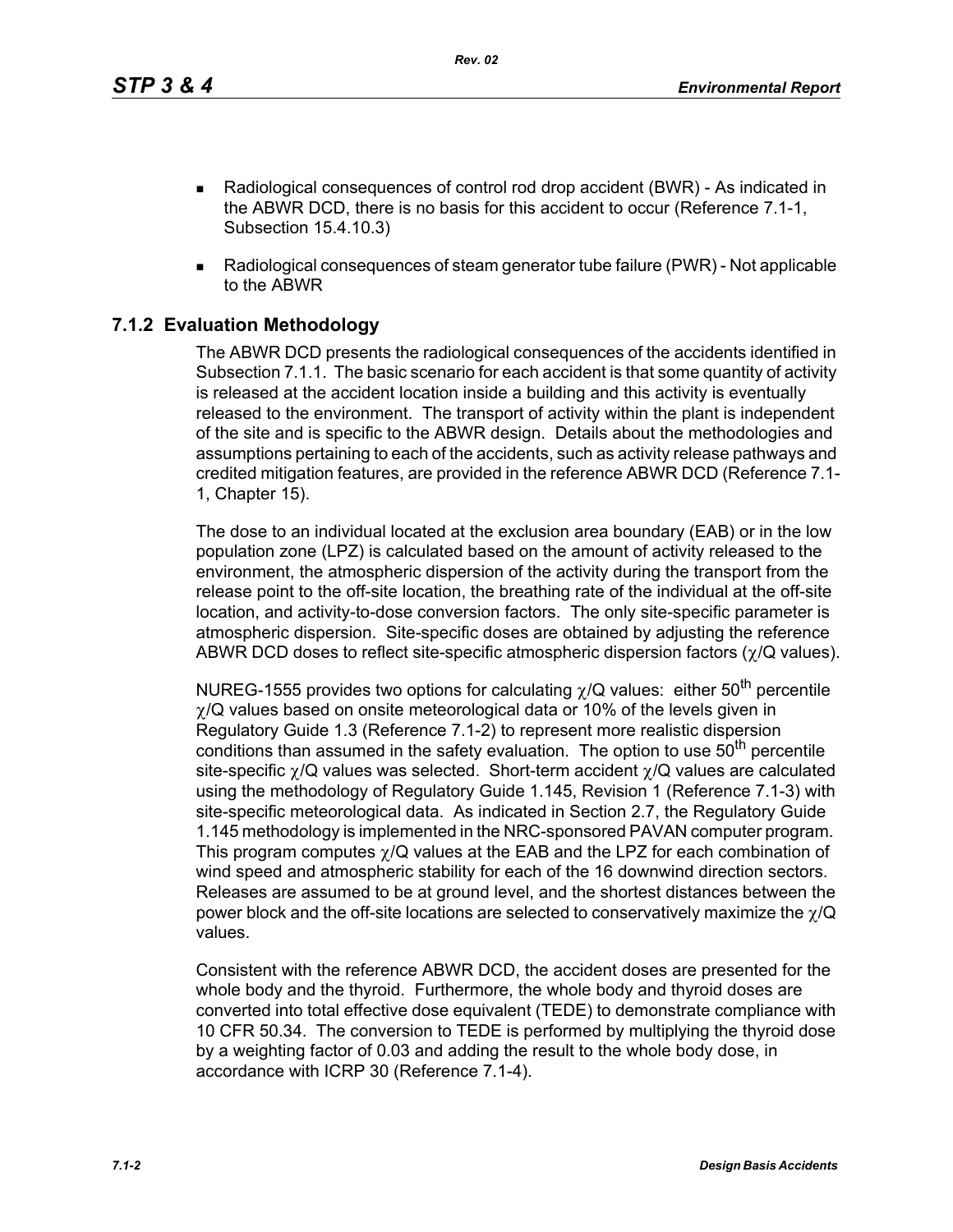- Radiological consequences of control rod drop accident (BWR) - As indicated in the ABWR DCD, there is no basis for this accident to occur (Reference 7.1-1, Subsection 15.4.10.3)
- Radiological consequences of steam generator tube failure (PWR) - Not applicable to the ABWR

## 7.1.2 Evaluation Methodology

The ABWR DCD presents the radiological consequences of the accidents identified in Subsection 7.1.1. The basic scenario for each accident is that some quantity of activity is released at the accident location inside a building and this activity is eventually released to the environment. The transport of activity within the plant is independent of the site and is specific to the ABWR design. Details about the methodologies and assumptions pertaining to each of the accidents, such as activity release pathways and credited mitigation features, are provided in the reference ABWR DCD (Reference 7.1-1, Chapter 15).

The dose to an individual located at the exclusion area boundary (EAB) or in the low population zone (LPZ) is calculated based on the amount of activity released to the environment, the atmospheric dispersion of the activity during the transport from the release point to the off-site location, the breathing rate of the individual at the off-site location, and activity-to-dose conversion factors. The only site-specific parameter is atmospheric dispersion. Site-specific doses are obtained by adjusting the reference ABWR DCD doses to reflect site-specific atmospheric dispersion factors ($\chi/Q$ values).

NUREG-1555 provides two options for calculating $\chi/Q$ values: either $50^{th}$ percentile $\chi/Q$ values based on onsite meteorological data or 10% of the levels given in Regulatory Guide 1.3 (Reference 7.1-2) to represent more realistic dispersion conditions than assumed in the safety evaluation. The option to use $50^{th}$ percentile site-specific $\chi/Q$ values was selected. Short-term accident $\chi/Q$ values are calculated using the methodology of Regulatory Guide 1.145, Revision 1 (Reference 7.1-3) with site-specific meteorological data. As indicated in Section 2.7, the Regulatory Guide 1.145 methodology is implemented in the NRC-sponsored PAVAN computer program. This program computes $\chi/Q$ values at the EAB and the LPZ for each combination of wind speed and atmospheric stability for each of the 16 downwind direction sectors. Releases are assumed to be at ground level, and the shortest distances between the power block and the off-site locations are selected to conservatively maximize the $\chi/Q$ values.

Consistent with the reference ABWR DCD, the accident doses are presented for the whole body and the thyroid. Furthermore, the whole body and thyroid doses are converted into total effective dose equivalent (TEDE) to demonstrate compliance with 10 CFR 50.34. The conversion to TEDE is performed by multiplying the thyroid dose by a weighting factor of 0.03 and adding the result to the whole body dose, in accordance with ICRP 30 (Reference 7.1-4).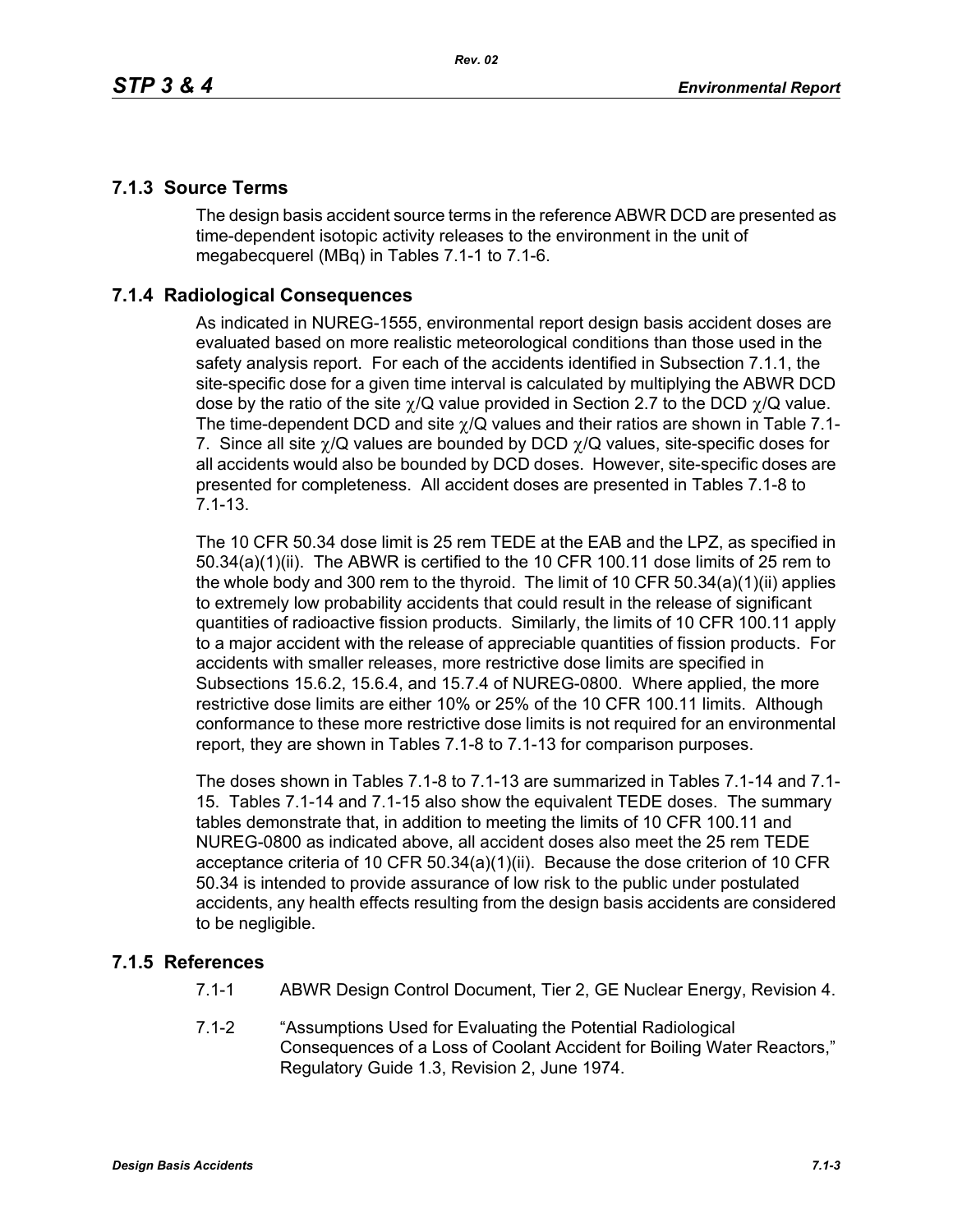### 7.1.3 Source Terms

The design basis accident source terms in the reference ABWR DCD are presented as time-dependent isotopic activity releases to the environment in the unit of megabecquerel (MBq) in Tables 7.1-1 to 7.1-6.

### 7.1.4 Radiological Consequences

As indicated in NUREG-1555, environmental report design basis accident doses are evaluated based on more realistic meteorological conditions than those used in the safety analysis report. For each of the accidents identified in Subsection 7.1.1, the site-specific dose for a given time interval is calculated by multiplying the ABWR DCD dose by the ratio of the site $\chi/Q$ value provided in Section 2.7 to the DCD $\chi/Q$ value. The time-dependent DCD and site $\chi/Q$ values and their ratios are shown in Table 7.1-7. Since all site $\chi/Q$ values are bounded by DCD $\chi/Q$ values, site-specific doses for all accidents would also be bounded by DCD doses. However, site-specific doses are presented for completeness. All accident doses are presented in Tables 7.1-8 to 7.1-13.

The 10 CFR 50.34 dose limit is 25 rem TEDE at the EAB and the LPZ, as specified in 50.34(a)(1)(ii). The ABWR is certified to the 10 CFR 100.11 dose limits of 25 rem to the whole body and 300 rem to the thyroid. The limit of 10 CFR 50.34(a)(1)(ii) applies to extremely low probability accidents that could result in the release of significant quantities of radioactive fission products. Similarly, the limits of 10 CFR 100.11 apply to a major accident with the release of appreciable quantities of fission products. For accidents with smaller releases, more restrictive dose limits are specified in Subsections 15.6.2, 15.6.4, and 15.7.4 of NUREG-0800. Where applied, the more restrictive dose limits are either 10% or 25% of the 10 CFR 100.11 limits. Although conformance to these more restrictive dose limits is not required for an environmental report, they are shown in Tables 7.1-8 to 7.1-13 for comparison purposes.

The doses shown in Tables 7.1-8 to 7.1-13 are summarized in Tables 7.1-14 and 7.1-15. Tables 7.1-14 and 7.1-15 also show the equivalent TEDE doses. The summary tables demonstrate that, in addition to meeting the limits of 10 CFR 100.11 and NUREG-0800 as indicated above, all accident doses also meet the 25 rem TEDE acceptance criteria of 10 CFR 50.34(a)(1)(ii). Because the dose criterion of 10 CFR 50.34 is intended to provide assurance of low risk to the public under postulated accidents, any health effects resulting from the design basis accidents are considered to be negligible.

### 7.1.5 References

7.1-1 ABWR Design Control Document, Tier 2, GE Nuclear Energy, Revision 4.

7.1-2 "Assumptions Used for Evaluating the Potential Radiological Consequences of a Loss of Coolant Accident for Boiling Water Reactors," Regulatory Guide 1.3, Revision 2, June 1974.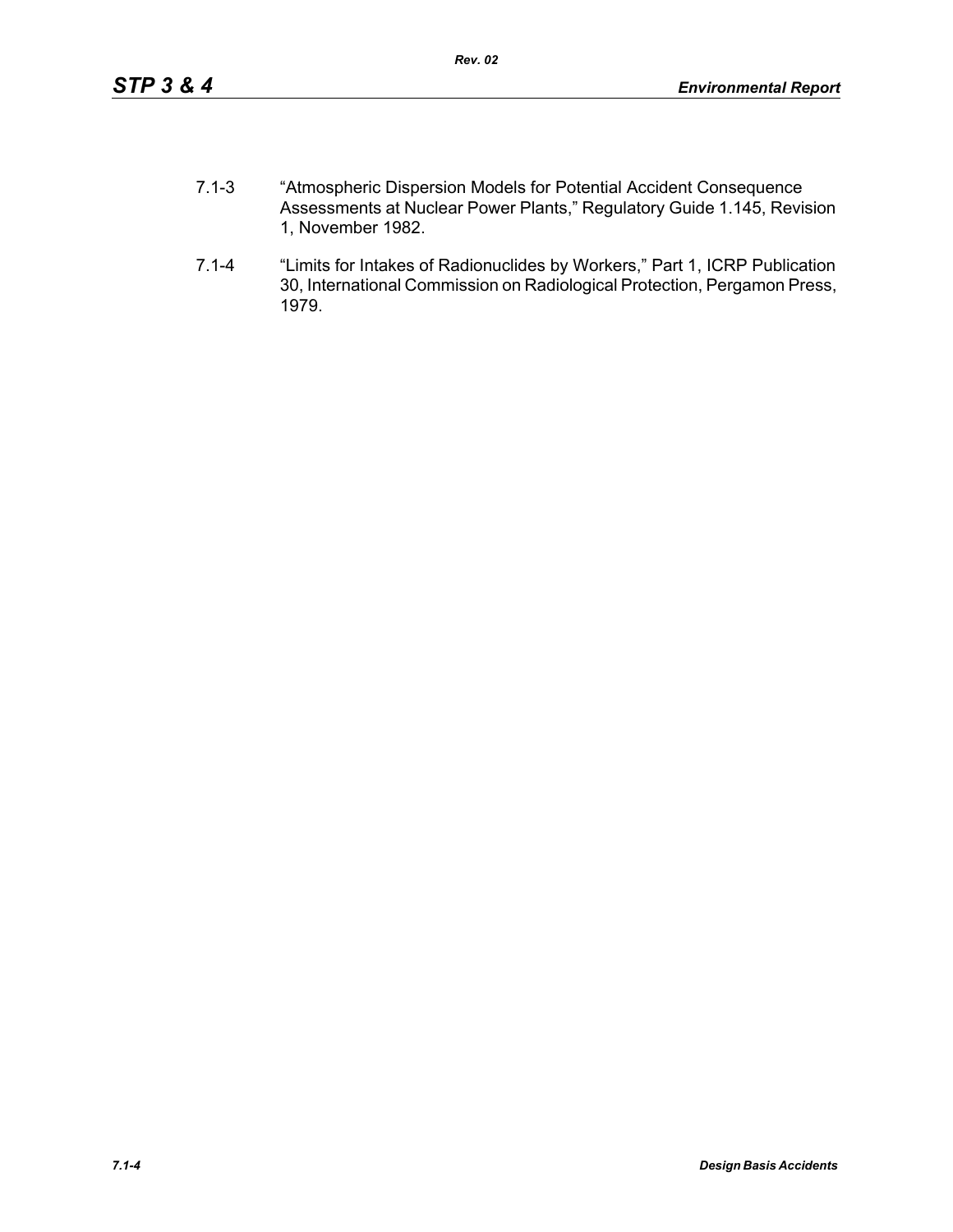7.1-3 “Atmospheric Dispersion Models for Potential Accident Consequence Assessments at Nuclear Power Plants,” Regulatory Guide 1.145, Revision 1, November 1982.

7.1-4 “Limits for Intakes of Radionuclides by Workers,” Part 1, ICRP Publication 30, International Commission on Radiological Protection, Pergamon Press, 1979.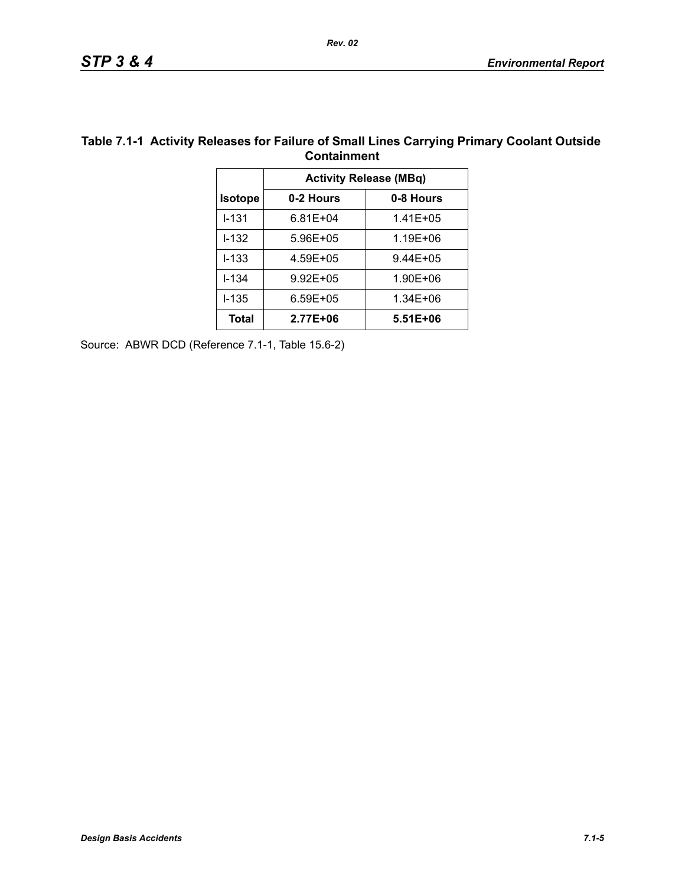**Table 7.1-1 Activity Releases for Failure of Small Lines Carrying Primary Coolant Outside Containment**

| | Activity Release (MBq) | |
|---|---|---|
| **Isotope** | **0-2 Hours** | **0-8 Hours** |
| I-131 | 6.81E+04 | 1.41E+05 |
| I-132 | 5.96E+05 | 1.19E+06 |
| I-133 | 4.59E+05 | 9.44E+05 |
| I-134 | 9.92E+05 | 1.90E+06 |
| I-135 | 6.59E+05 | 1.34E+06 |
| **Total** | **2.77E+06** | **5.51E+06** |

Source: ABWR DCD (Reference 7.1-1, Table 15.6-2)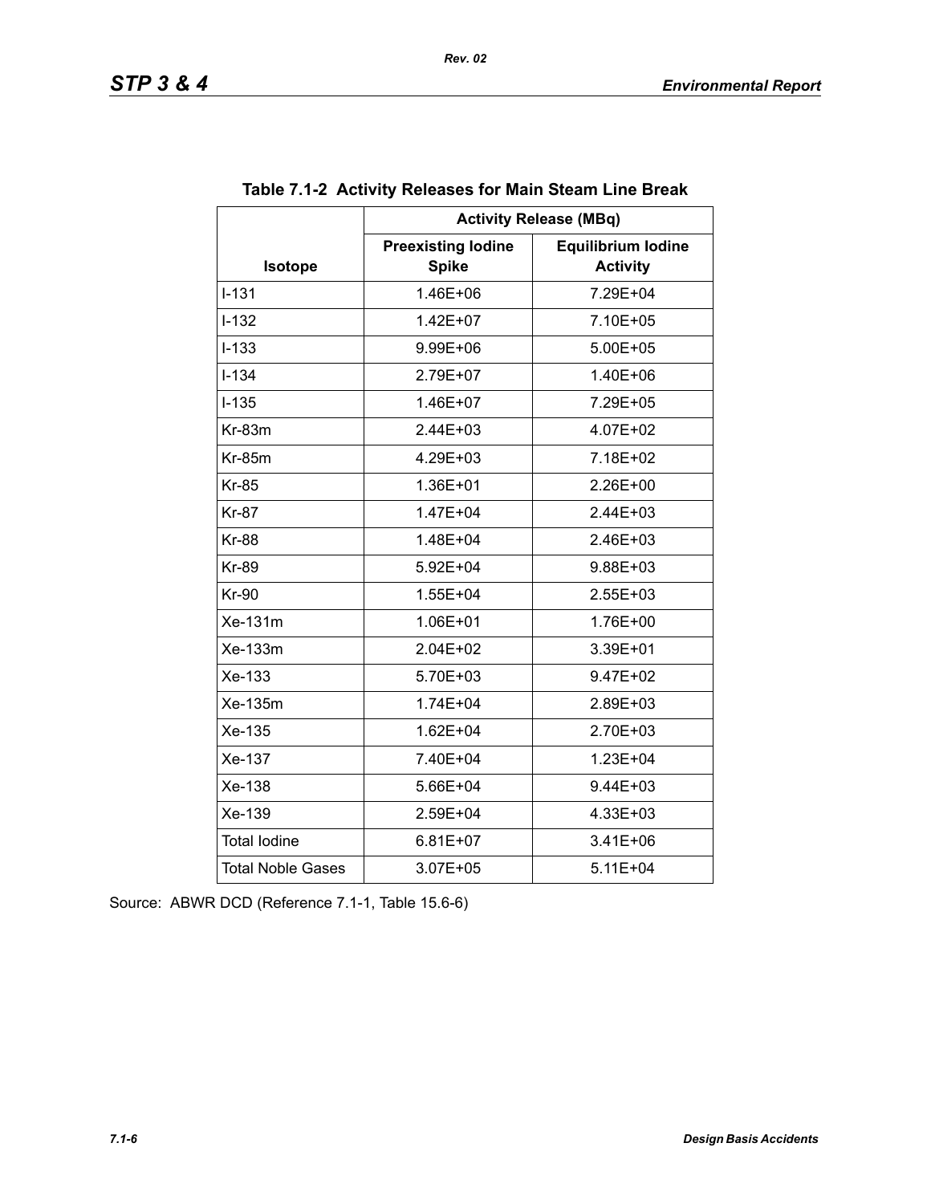**Table 7.1-2 Activity Releases for Main Steam Line Break**

| Isotope | Activity Release (MBq) | |
|---|---|---|
| | Preexisting Iodine Spike | Equilibrium Iodine Activity |
| I-131 | 1.46E+06 | 7.29E+04 |
| I-132 | 1.42E+07 | 7.10E+05 |
| I-133 | 9.99E+06 | 5.00E+05 |
| I-134 | 2.79E+07 | 1.40E+06 |
| I-135 | 1.46E+07 | 7.29E+05 |
| Kr-83m | 2.44E+03 | 4.07E+02 |
| Kr-85m | 4.29E+03 | 7.18E+02 |
| Kr-85 | 1.36E+01 | 2.26E+00 |
| Kr-87 | 1.47E+04 | 2.44E+03 |
| Kr-88 | 1.48E+04 | 2.46E+03 |
| Kr-89 | 5.92E+04 | 9.88E+03 |
| Kr-90 | 1.55E+04 | 2.55E+03 |
| Xe-131m | 1.06E+01 | 1.76E+00 |
| Xe-133m | 2.04E+02 | 3.39E+01 |
| Xe-133 | 5.70E+03 | 9.47E+02 |
| Xe-135m | 1.74E+04 | 2.89E+03 |
| Xe-135 | 1.62E+04 | 2.70E+03 |
| Xe-137 | 7.40E+04 | 1.23E+04 |
| Xe-138 | 5.66E+04 | 9.44E+03 |
| Xe-139 | 2.59E+04 | 4.33E+03 |
| Total Iodine | 6.81E+07 | 3.41E+06 |
| Total Noble Gases | 3.07E+05 | 5.11E+04 |

Source: ABWR DCD (Reference 7.1-1, Table 15.6-6)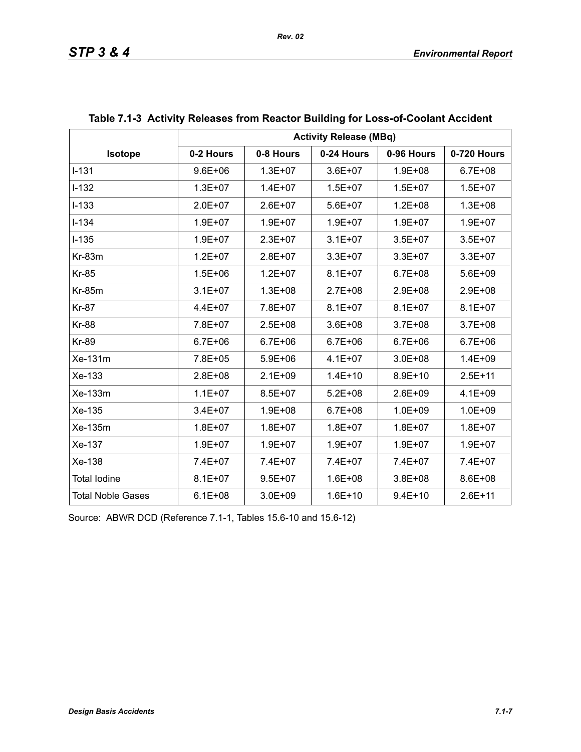**Table 7.1-3 Activity Releases from Reactor Building for Loss-of-Coolant Accident**

| Isotope | Activity Release (MBq) | | | | |
|---|---|---|---|---|---|
| | 0-2 Hours | 0-8 Hours | 0-24 Hours | 0-96 Hours | 0-720 Hours |
| I-131 | 9.6E+06 | 1.3E+07 | 3.6E+07 | 1.9E+08 | 6.7E+08 |
| I-132 | 1.3E+07 | 1.4E+07 | 1.5E+07 | 1.5E+07 | 1.5E+07 |
| I-133 | 2.0E+07 | 2.6E+07 | 5.6E+07 | 1.2E+08 | 1.3E+08 |
| I-134 | 1.9E+07 | 1.9E+07 | 1.9E+07 | 1.9E+07 | 1.9E+07 |
| I-135 | 1.9E+07 | 2.3E+07 | 3.1E+07 | 3.5E+07 | 3.5E+07 |
| Kr-83m | 1.2E+07 | 2.8E+07 | 3.3E+07 | 3.3E+07 | 3.3E+07 |
| Kr-85 | 1.5E+06 | 1.2E+07 | 8.1E+07 | 6.7E+08 | 5.6E+09 |
| Kr-85m | 3.1E+07 | 1.3E+08 | 2.7E+08 | 2.9E+08 | 2.9E+08 |
| Kr-87 | 4.4E+07 | 7.8E+07 | 8.1E+07 | 8.1E+07 | 8.1E+07 |
| Kr-88 | 7.8E+07 | 2.5E+08 | 3.6E+08 | 3.7E+08 | 3.7E+08 |
| Kr-89 | 6.7E+06 | 6.7E+06 | 6.7E+06 | 6.7E+06 | 6.7E+06 |
| Xe-131m | 7.8E+05 | 5.9E+06 | 4.1E+07 | 3.0E+08 | 1.4E+09 |
| Xe-133 | 2.8E+08 | 2.1E+09 | 1.4E+10 | 8.9E+10 | 2.5E+11 |
| Xe-133m | 1.1E+07 | 8.5E+07 | 5.2E+08 | 2.6E+09 | 4.1E+09 |
| Xe-135 | 3.4E+07 | 1.9E+08 | 6.7E+08 | 1.0E+09 | 1.0E+09 |
| Xe-135m | 1.8E+07 | 1.8E+07 | 1.8E+07 | 1.8E+07 | 1.8E+07 |
| Xe-137 | 1.9E+07 | 1.9E+07 | 1.9E+07 | 1.9E+07 | 1.9E+07 |
| Xe-138 | 7.4E+07 | 7.4E+07 | 7.4E+07 | 7.4E+07 | 7.4E+07 |
| Total Iodine | 8.1E+07 | 9.5E+07 | 1.6E+08 | 3.8E+08 | 8.6E+08 |
| Total Noble Gases | 6.1E+08 | 3.0E+09 | 1.6E+10 | 9.4E+10 | 2.6E+11 |

Source: ABWR DCD (Reference 7.1-1, Tables 15.6-10 and 15.6-12)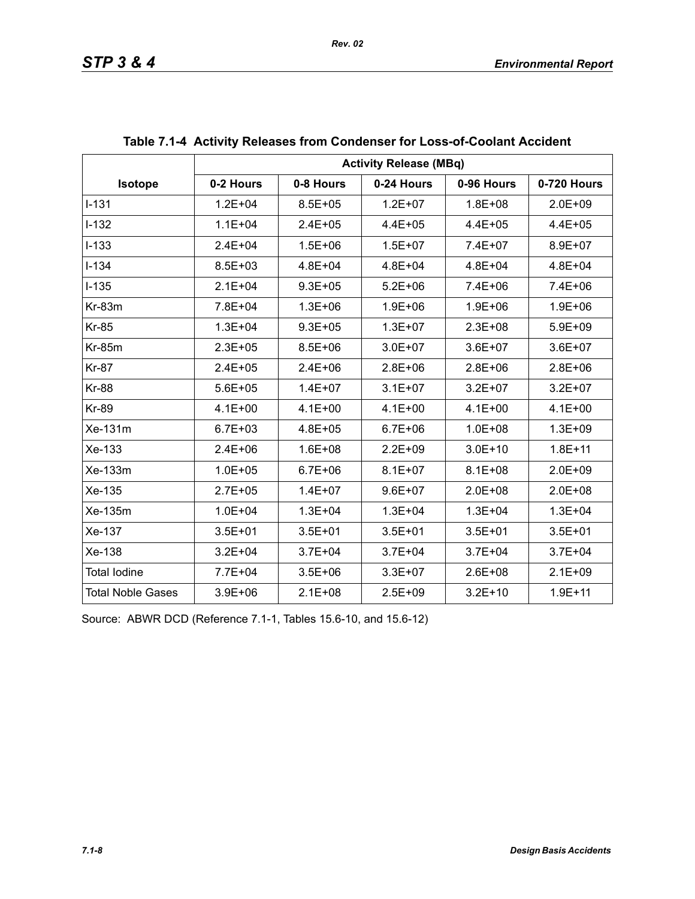**Table 7.1-4 Activity Releases from Condenser for Loss-of-Coolant Accident**

| Isotope | Activity Release (MBq) | | | | |
|---|---|---|---|---|---|
| | 0-2 Hours | 0-8 Hours | 0-24 Hours | 0-96 Hours | 0-720 Hours |
| I-131 | 1.2E+04 | 8.5E+05 | 1.2E+07 | 1.8E+08 | 2.0E+09 |
| I-132 | 1.1E+04 | 2.4E+05 | 4.4E+05 | 4.4E+05 | 4.4E+05 |
| I-133 | 2.4E+04 | 1.5E+06 | 1.5E+07 | 7.4E+07 | 8.9E+07 |
| I-134 | 8.5E+03 | 4.8E+04 | 4.8E+04 | 4.8E+04 | 4.8E+04 |
| I-135 | 2.1E+04 | 9.3E+05 | 5.2E+06 | 7.4E+06 | 7.4E+06 |
| Kr-83m | 7.8E+04 | 1.3E+06 | 1.9E+06 | 1.9E+06 | 1.9E+06 |
| Kr-85 | 1.3E+04 | 9.3E+05 | 1.3E+07 | 2.3E+08 | 5.9E+09 |
| Kr-85m | 2.3E+05 | 8.5E+06 | 3.0E+07 | 3.6E+07 | 3.6E+07 |
| Kr-87 | 2.4E+05 | 2.4E+06 | 2.8E+06 | 2.8E+06 | 2.8E+06 |
| Kr-88 | 5.6E+05 | 1.4E+07 | 3.1E+07 | 3.2E+07 | 3.2E+07 |
| Kr-89 | 4.1E+00 | 4.1E+00 | 4.1E+00 | 4.1E+00 | 4.1E+00 |
| Xe-131m | 6.7E+03 | 4.8E+05 | 6.7E+06 | 1.0E+08 | 1.3E+09 |
| Xe-133 | 2.4E+06 | 1.6E+08 | 2.2E+09 | 3.0E+10 | 1.8E+11 |
| Xe-133m | 1.0E+05 | 6.7E+06 | 8.1E+07 | 8.1E+08 | 2.0E+09 |
| Xe-135 | 2.7E+05 | 1.4E+07 | 9.6E+07 | 2.0E+08 | 2.0E+08 |
| Xe-135m | 1.0E+04 | 1.3E+04 | 1.3E+04 | 1.3E+04 | 1.3E+04 |
| Xe-137 | 3.5E+01 | 3.5E+01 | 3.5E+01 | 3.5E+01 | 3.5E+01 |
| Xe-138 | 3.2E+04 | 3.7E+04 | 3.7E+04 | 3.7E+04 | 3.7E+04 |
| Total Iodine | 7.7E+04 | 3.5E+06 | 3.3E+07 | 2.6E+08 | 2.1E+09 |
| Total Noble Gases | 3.9E+06 | 2.1E+08 | 2.5E+09 | 3.2E+10 | 1.9E+11 |

Source: ABWR DCD (Reference 7.1-1, Tables 15.6-10, and 15.6-12)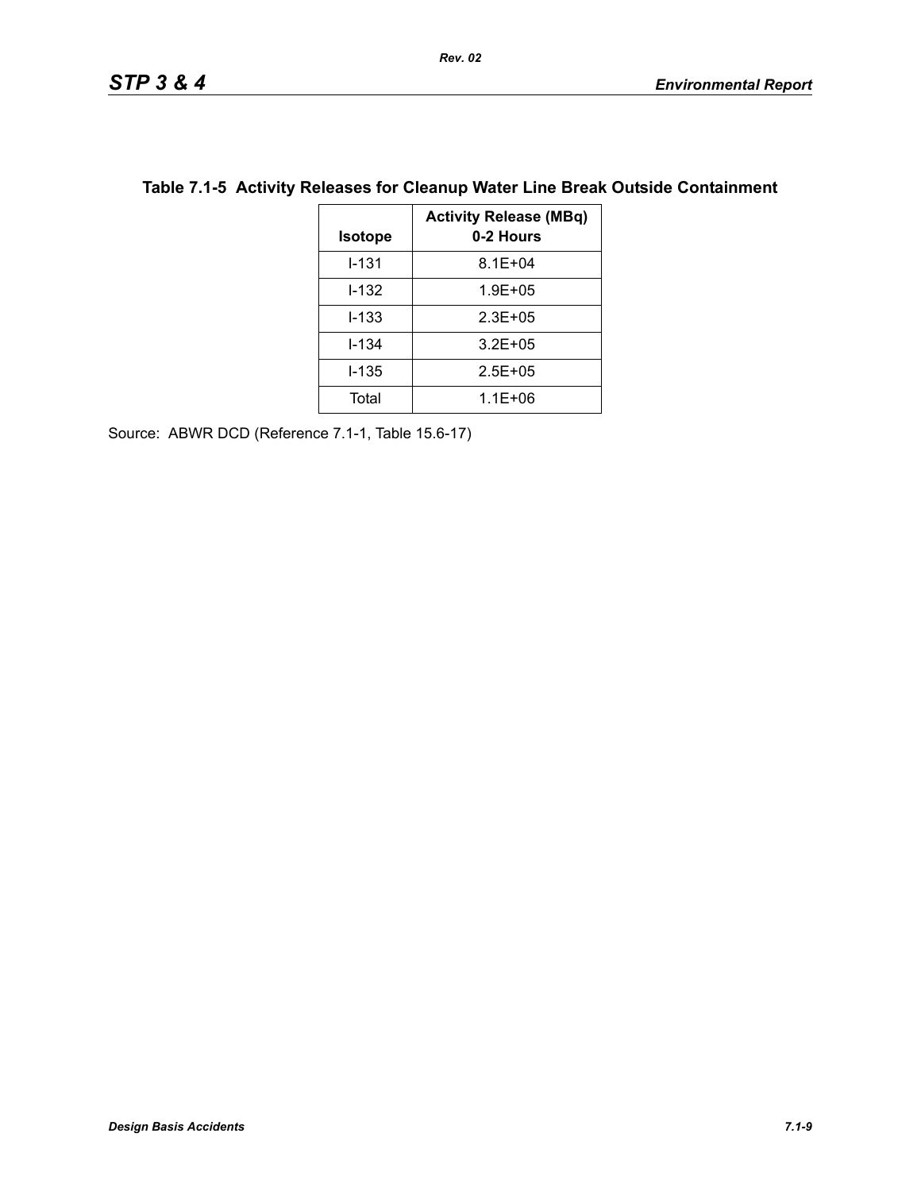**Table 7.1-5 Activity Releases for Cleanup Water Line Break Outside Containment**

| Isotope | Activity Release (MBq) 0-2 Hours |
|---|---|
| I-131 | 8.1E+04 |
| I-132 | 1.9E+05 |
| I-133 | 2.3E+05 |
| I-134 | 3.2E+05 |
| I-135 | 2.5E+05 |
| Total | 1.1E+06 |

Source: ABWR DCD (Reference 7.1-1, Table 15.6-17)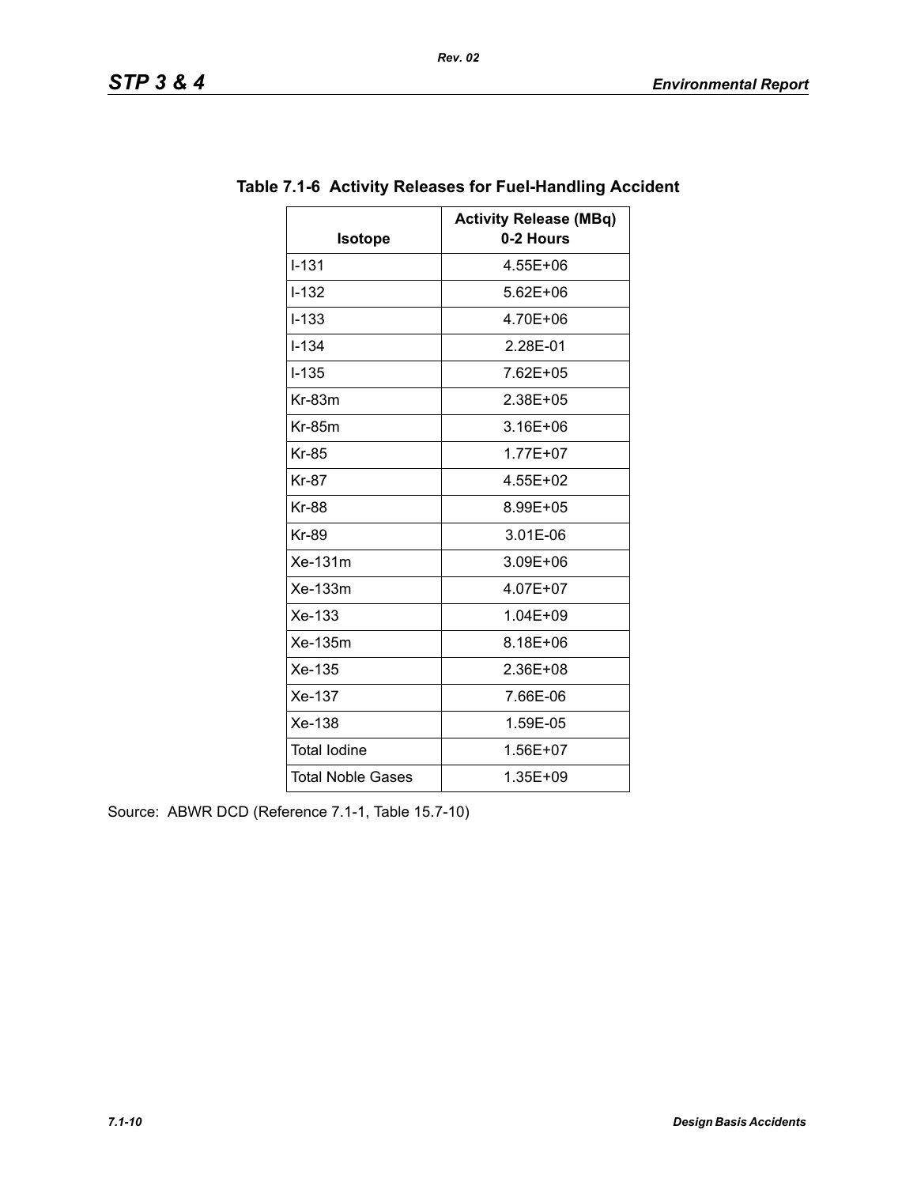**Table 7.1-6 Activity Releases for Fuel-Handling Accident**

| Isotope | Activity Release (MBq) 0-2 Hours |
|---|---|
| I-131 | 4.55E+06 |
| I-132 | 5.62E+06 |
| I-133 | 4.70E+06 |
| I-134 | 2.28E-01 |
| I-135 | 7.62E+05 |
| Kr-83m | 2.38E+05 |
| Kr-85m | 3.16E+06 |
| Kr-85 | 1.77E+07 |
| Kr-87 | 4.55E+02 |
| Kr-88 | 8.99E+05 |
| Kr-89 | 3.01E-06 |
| Xe-131m | 3.09E+06 |
| Xe-133m | 4.07E+07 |
| Xe-133 | 1.04E+09 |
| Xe-135m | 8.18E+06 |
| Xe-135 | 2.36E+08 |
| Xe-137 | 7.66E-06 |
| Xe-138 | 1.59E-05 |
| Total Iodine | 1.56E+07 |
| Total Noble Gases | 1.35E+09 |

Source: ABWR DCD (Reference 7.1-1, Table 15.7-10)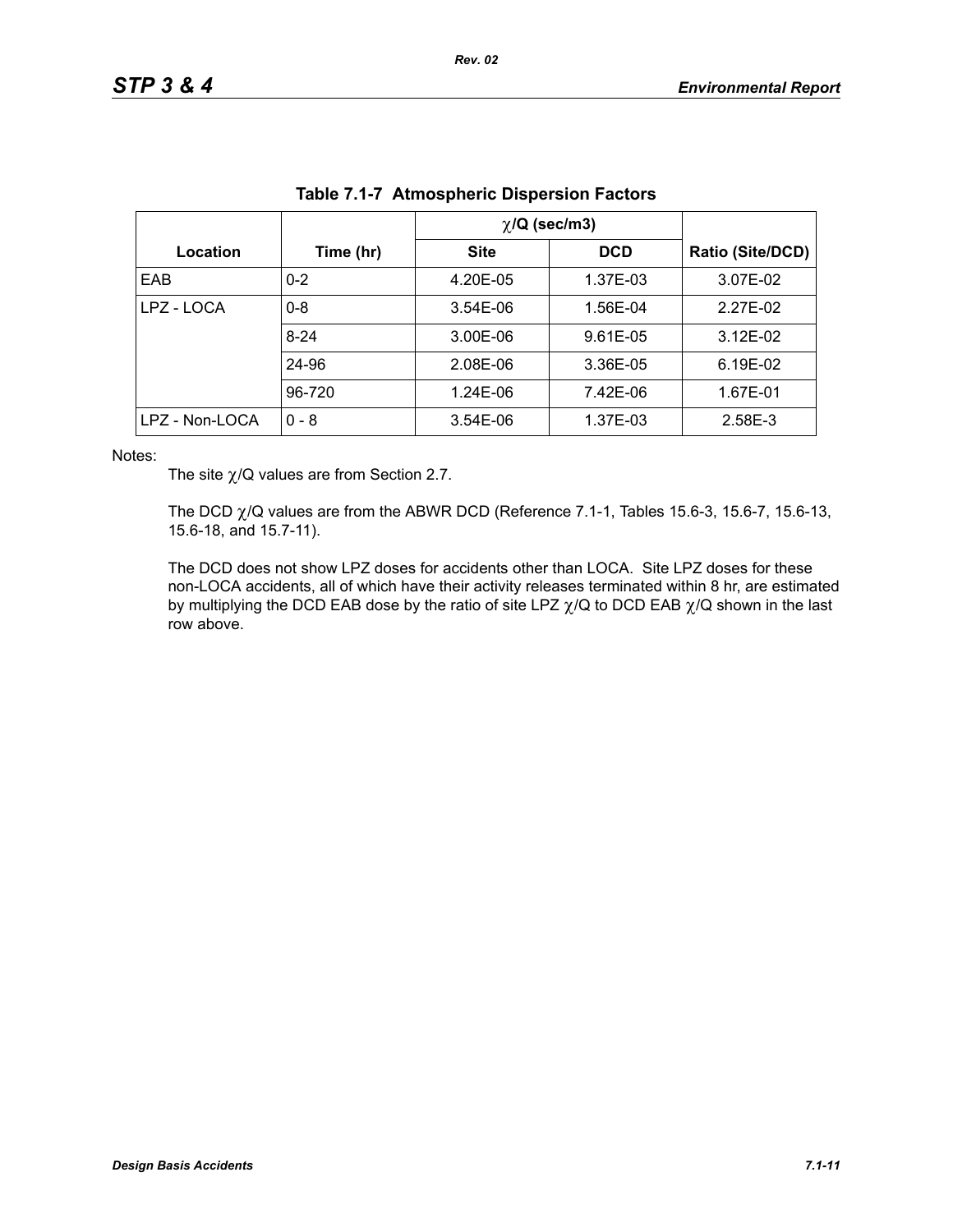**Table 7.1-7 Atmospheric Dispersion Factors**

| Location | Time (hr) | $\chi$/Q (sec/m3) | | Ratio (Site/DCD) |
|---|---|---|---|---|
| | | Site | DCD | |
| EAB | 0-2 | 4.20E-05 | 1.37E-03 | 3.07E-02 |
| LPZ - LOCA | 0-8 | 3.54E-06 | 1.56E-04 | 2.27E-02 |
| | 8-24 | 3.00E-06 | 9.61E-05 | 3.12E-02 |
| | 24-96 | 2.08E-06 | 3.36E-05 | 6.19E-02 |
| | 96-720 | 1.24E-06 | 7.42E-06 | 1.67E-01 |
| LPZ - Non-LOCA | 0 - 8 | 3.54E-06 | 1.37E-03 | 2.58E-3 |

Notes:

The site $\chi$/Q values are from Section 2.7.

The DCD $\chi$/Q values are from the ABWR DCD (Reference 7.1-1, Tables 15.6-3, 15.6-7, 15.6-13, 15.6-18, and 15.7-11).

The DCD does not show LPZ doses for accidents other than LOCA. Site LPZ doses for these non-LOCA accidents, all of which have their activity releases terminated within 8 hr, are estimated by multiplying the DCD EAB dose by the ratio of site LPZ $\chi$/Q to DCD EAB $\chi$/Q shown in the last row above.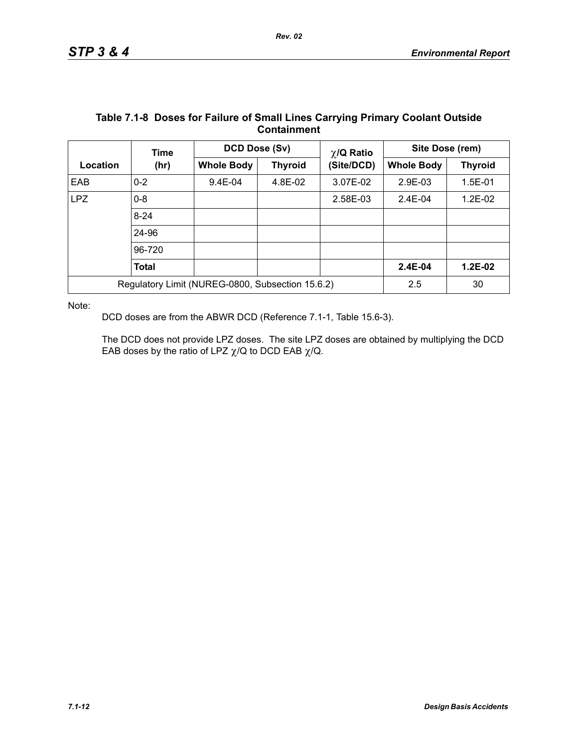**Table 7.1-8 Doses for Failure of Small Lines Carrying Primary Coolant Outside Containment**

| Location | Time (hr) | DCD Dose (Sv) | | $\chi$/Q Ratio (Site/DCD) | Site Dose (rem) | |
|---|---|---|---|---|---|---|
| | | Whole Body | Thyroid | | Whole Body | Thyroid |
| EAB | 0-2 | 9.4E-04 | 4.8E-02 | 3.07E-02 | 2.9E-03 | 1.5E-01 |
| LPZ | 0-8 | | | 2.58E-03 | 2.4E-04 | 1.2E-02 |
| | 8-24 | | | | | |
| | 24-96 | | | | | |
| | 96-720 | | | | | |
| | **Total** | | | | **2.4E-04** | **1.2E-02** |
| Regulatory Limit (NUREG-0800, Subsection 15.6.2) | | | | | 2.5 | 30 |

Note:

DCD doses are from the ABWR DCD (Reference 7.1-1, Table 15.6-3).

The DCD does not provide LPZ doses. The site LPZ doses are obtained by multiplying the DCD EAB doses by the ratio of LPZ $\chi$/Q to DCD EAB $\chi$/Q.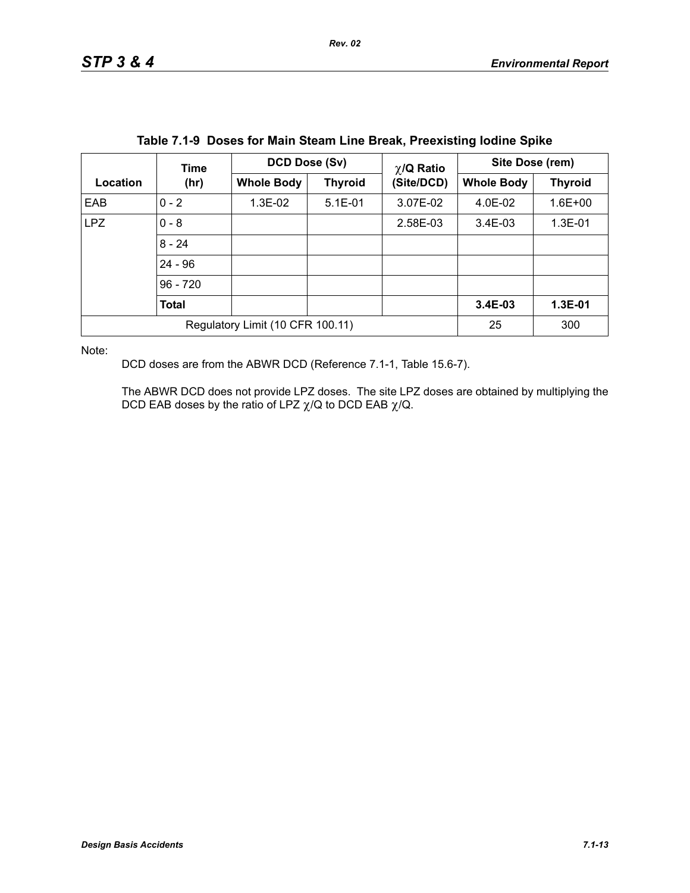**Table 7.1-9 Doses for Main Steam Line Break, Preexisting Iodine Spike**

| Location | Time (hr) | DCD Dose (Sv) | | χ/Q Ratio (Site/DCD) | Site Dose (rem) | |
|---|---|---|---|---|---|---|
| | | Whole Body | Thyroid | | Whole Body | Thyroid |
| EAB | 0 - 2 | 1.3E-02 | 5.1E-01 | 3.07E-02 | 4.0E-02 | 1.6E+00 |
| LPZ | 0 - 8 | | | 2.58E-03 | 3.4E-03 | 1.3E-01 |
| | 8 - 24 | | | | | |
| | 24 - 96 | | | | | |
| | 96 - 720 | | | | | |
| | **Total** | | | | **3.4E-03** | **1.3E-01** |
| Regulatory Limit (10 CFR 100.11) | | | | | 25 | 300 |

Note:

DCD doses are from the ABWR DCD (Reference 7.1-1, Table 15.6-7).

The ABWR DCD does not provide LPZ doses. The site LPZ doses are obtained by multiplying the DCD EAB doses by the ratio of LPZ χ/Q to DCD EAB χ/Q.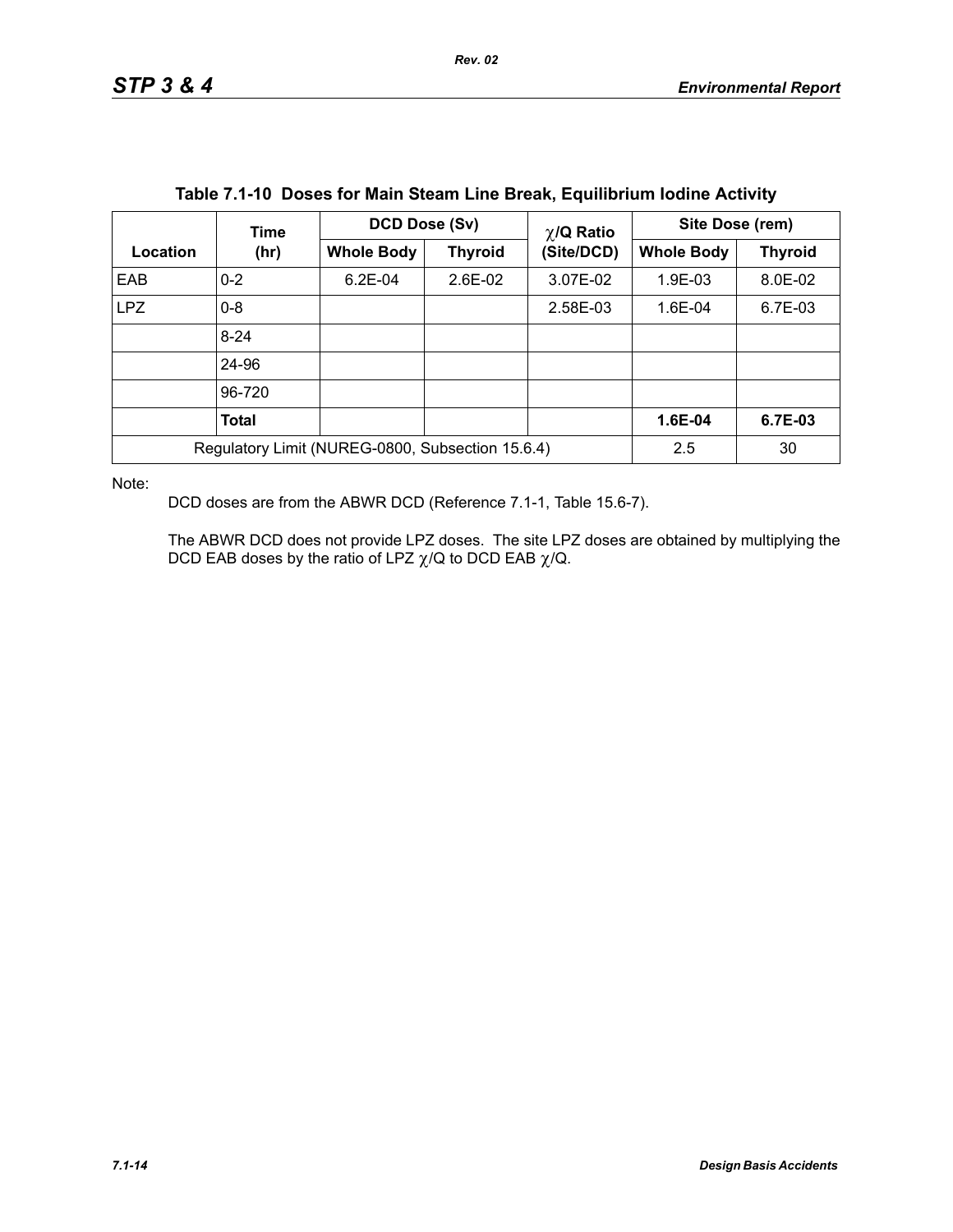**Table 7.1-10 Doses for Main Steam Line Break, Equilibrium Iodine Activity**

| Location | Time (hr) | DCD Dose (Sv) | | $\chi$/Q Ratio (Site/DCD) | Site Dose (rem) | |
|---|---|---|---|---|---|---|
| | | Whole Body | Thyroid | | Whole Body | Thyroid |
| EAB | 0-2 | 6.2E-04 | 2.6E-02 | 3.07E-02 | 1.9E-03 | 8.0E-02 |
| LPZ | 0-8 | | | 2.58E-03 | 1.6E-04 | 6.7E-03 |
| | 8-24 | | | | | |
| | 24-96 | | | | | |
| | 96-720 | | | | | |
| | **Total** | | | | **1.6E-04** | **6.7E-03** |
| Regulatory Limit (NUREG-0800, Subsection 15.6.4) | | | | | 2.5 | 30 |

Note:

DCD doses are from the ABWR DCD (Reference 7.1-1, Table 15.6-7).

The ABWR DCD does not provide LPZ doses. The site LPZ doses are obtained by multiplying the DCD EAB doses by the ratio of LPZ $\chi$/Q to DCD EAB $\chi$/Q.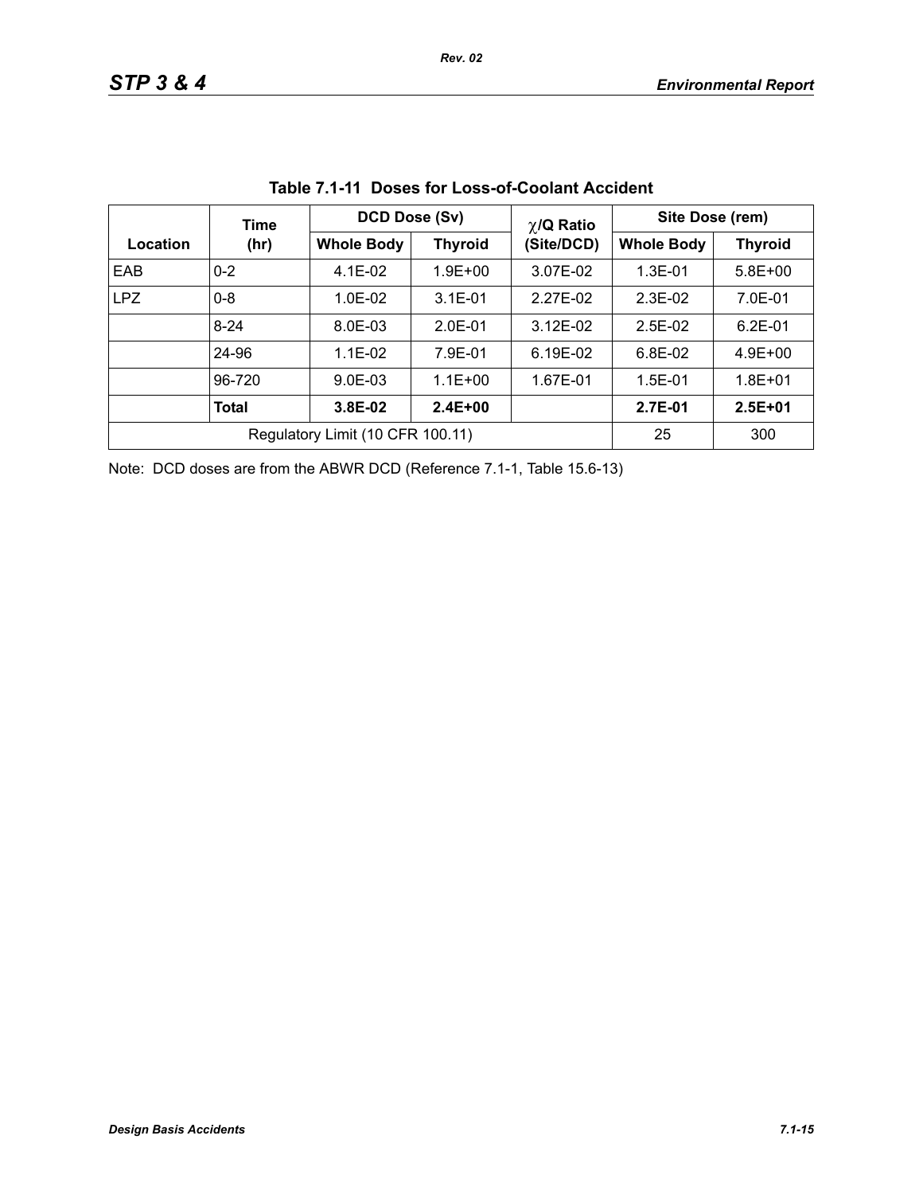**Table 7.1-11 Doses for Loss-of-Coolant Accident**

| Location | Time (hr) | DCD Dose (Sv) | | $\chi$/Q Ratio (Site/DCD) | Site Dose (rem) | |
|---|---|---|---|---|---|---|
| | | Whole Body | Thyroid | | Whole Body | Thyroid |
| EAB | 0-2 | 4.1E-02 | 1.9E+00 | 3.07E-02 | 1.3E-01 | 5.8E+00 |
| LPZ | 0-8 | 1.0E-02 | 3.1E-01 | 2.27E-02 | 2.3E-02 | 7.0E-01 |
| | 8-24 | 8.0E-03 | 2.0E-01 | 3.12E-02 | 2.5E-02 | 6.2E-01 |
| | 24-96 | 1.1E-02 | 7.9E-01 | 6.19E-02 | 6.8E-02 | 4.9E+00 |
| | 96-720 | 9.0E-03 | 1.1E+00 | 1.67E-01 | 1.5E-01 | 1.8E+01 |
| | **Total** | **3.8E-02** | **2.4E+00** | | **2.7E-01** | **2.5E+01** |
| Regulatory Limit (10 CFR 100.11) | | | | | 25 | 300 |

Note: DCD doses are from the ABWR DCD (Reference 7.1-1, Table 15.6-13)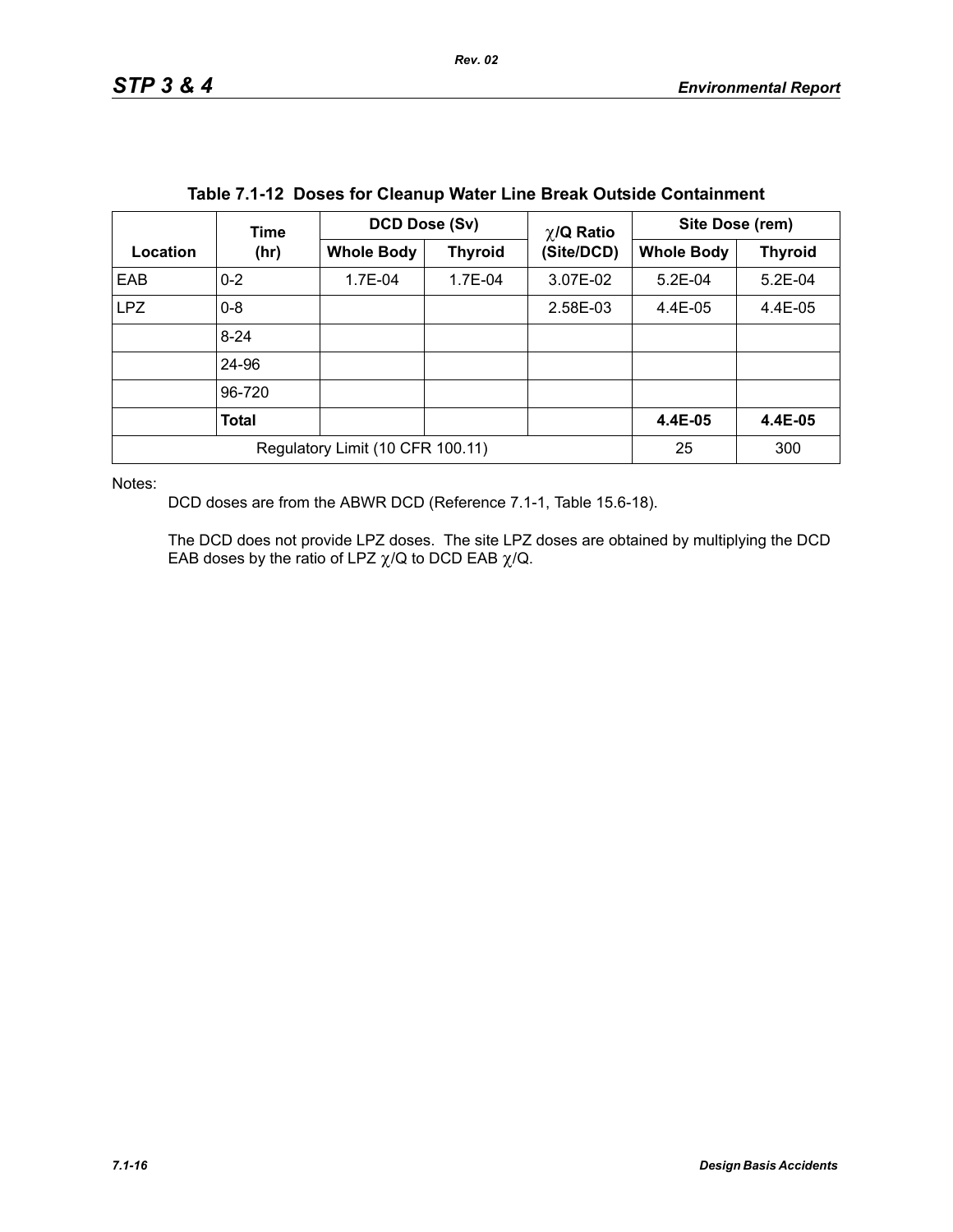**Table 7.1-12 Doses for Cleanup Water Line Break Outside Containment**

| Location | Time (hr) | DCD Dose (Sv) | | $\chi$/Q Ratio (Site/DCD) | Site Dose (rem) | |
|---|---|---|---|---|---|---|
| | | Whole Body | Thyroid | | Whole Body | Thyroid |
| EAB | 0-2 | 1.7E-04 | 1.7E-04 | 3.07E-02 | 5.2E-04 | 5.2E-04 |
| LPZ | 0-8 | | | 2.58E-03 | 4.4E-05 | 4.4E-05 |
| | 8-24 | | | | | |
| | 24-96 | | | | | |
| | 96-720 | | | | | |
| | **Total** | | | | **4.4E-05** | **4.4E-05** |
| Regulatory Limit (10 CFR 100.11) | | | | | 25 | 300 |

Notes:

DCD doses are from the ABWR DCD (Reference 7.1-1, Table 15.6-18).

The DCD does not provide LPZ doses. The site LPZ doses are obtained by multiplying the DCD EAB doses by the ratio of LPZ $\chi$/Q to DCD EAB $\chi$/Q.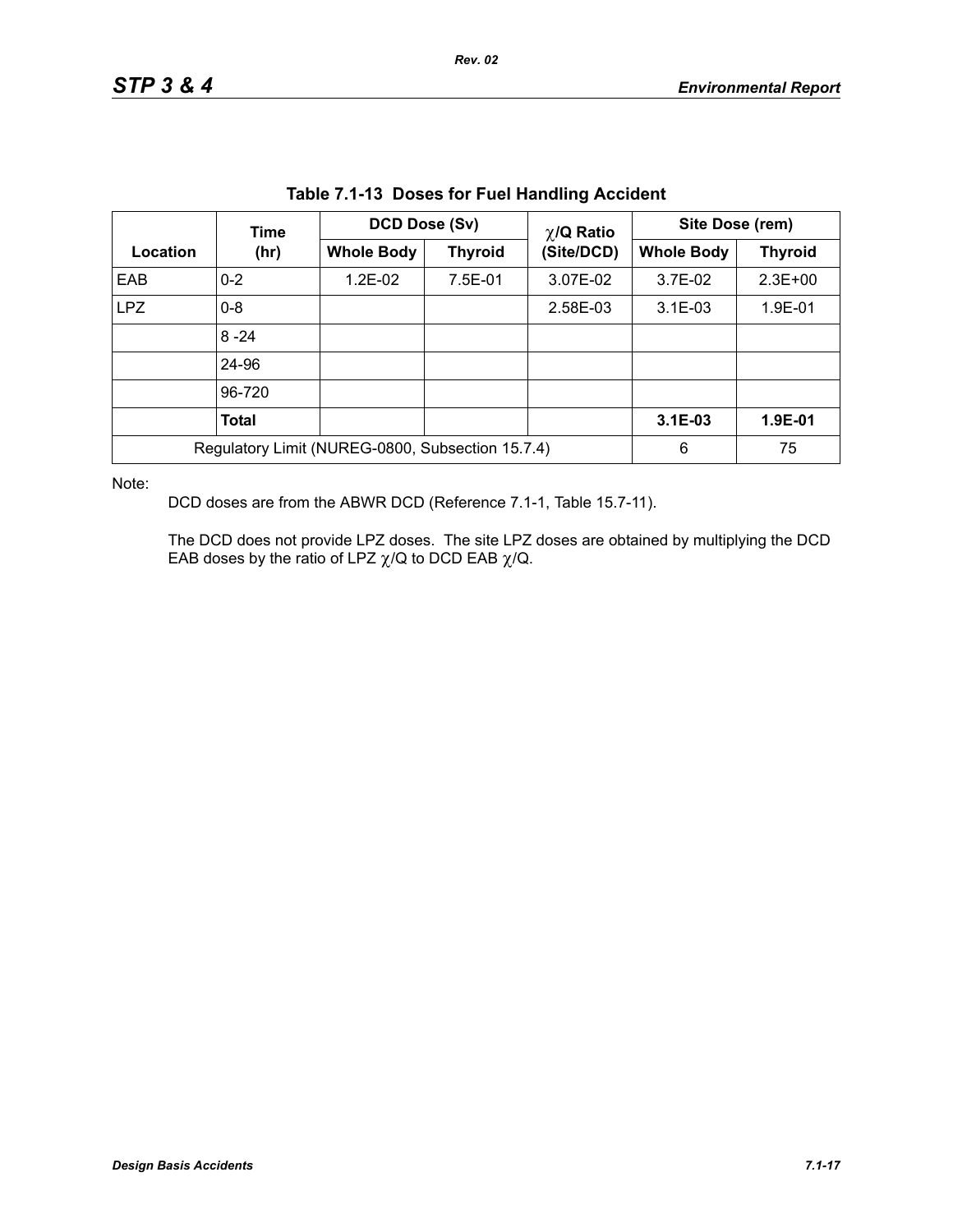**Table 7.1-13 Doses for Fuel Handling Accident**

| Location | Time (hr) | DCD Dose (Sv) | | $\chi$/Q Ratio (Site/DCD) | Site Dose (rem) | |
|---|---|---|---|---|---|---|
| | | Whole Body | Thyroid | | Whole Body | Thyroid |
| EAB | 0-2 | 1.2E-02 | 7.5E-01 | 3.07E-02 | 3.7E-02 | 2.3E+00 |
| LPZ | 0-8 | | | 2.58E-03 | 3.1E-03 | 1.9E-01 |
| | 8 -24 | | | | | |
| | 24-96 | | | | | |
| | 96-720 | | | | | |
| | **Total** | | | | **3.1E-03** | **1.9E-01** |
| Regulatory Limit (NUREG-0800, Subsection 15.7.4) | | | | | 6 | 75 |

Note:

DCD doses are from the ABWR DCD (Reference 7.1-1, Table 15.7-11).

The DCD does not provide LPZ doses. The site LPZ doses are obtained by multiplying the DCD EAB doses by the ratio of LPZ $\chi$/Q to DCD EAB $\chi$/Q.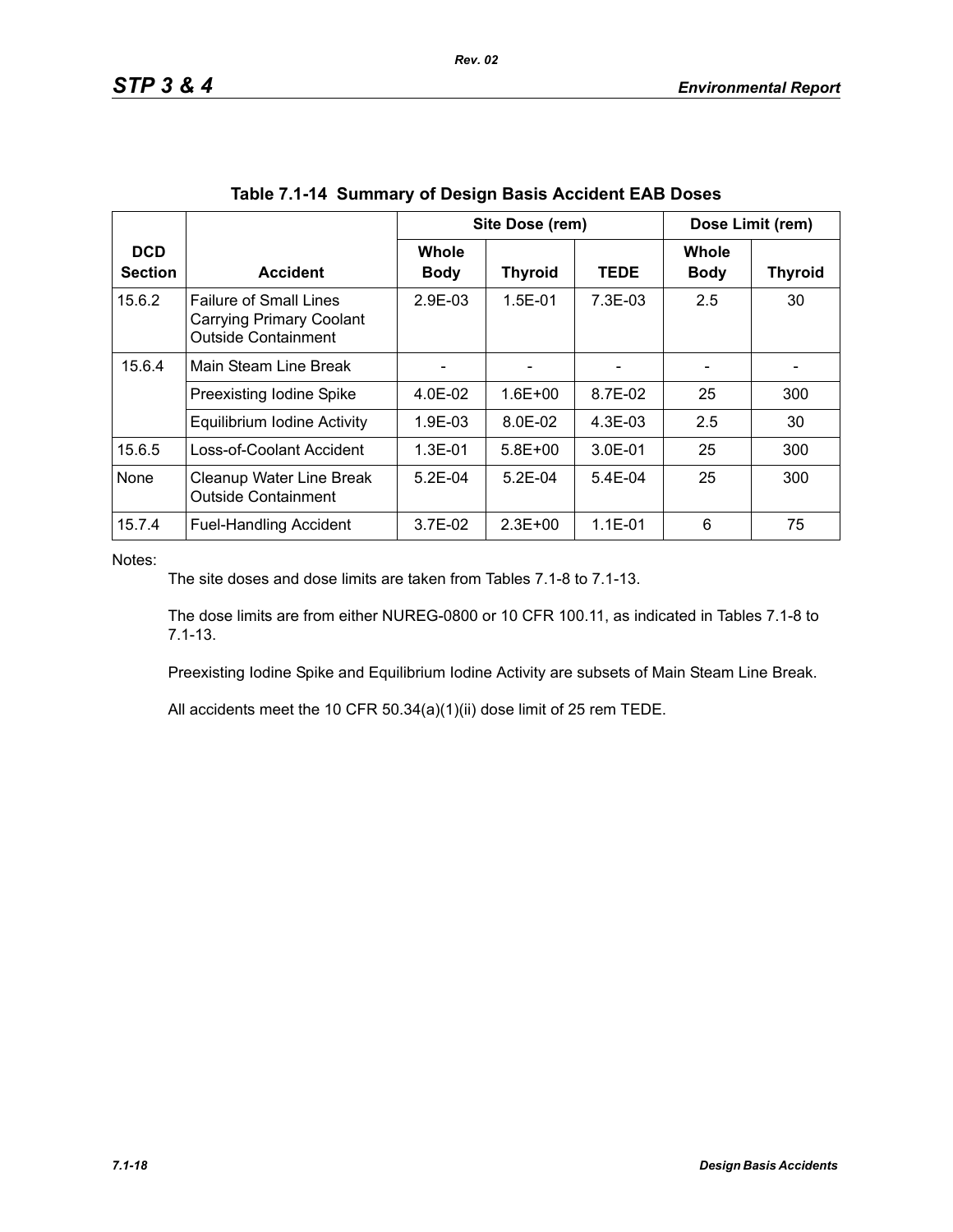**Table 7.1-14 Summary of Design Basis Accident EAB Doses**

| DCD Section | Accident | Site Dose (rem) | | | Dose Limit (rem) | |
|---|---|---|---|---|---|---|
| | | Whole Body | Thyroid | TEDE | Whole Body | Thyroid |
| 15.6.2 | Failure of Small Lines Carrying Primary Coolant Outside Containment | 2.9E-03 | 1.5E-01 | 7.3E-03 | 2.5 | 30 |
| 15.6.4 | Main Steam Line Break | - | - | - | - | - |
| | Preexisting Iodine Spike | 4.0E-02 | 1.6E+00 | 8.7E-02 | 25 | 300 |
| | Equilibrium Iodine Activity | 1.9E-03 | 8.0E-02 | 4.3E-03 | 2.5 | 30 |
| 15.6.5 | Loss-of-Coolant Accident | 1.3E-01 | 5.8E+00 | 3.0E-01 | 25 | 300 |
| None | Cleanup Water Line Break Outside Containment | 5.2E-04 | 5.2E-04 | 5.4E-04 | 25 | 300 |
| 15.7.4 | Fuel-Handling Accident | 3.7E-02 | 2.3E+00 | 1.1E-01 | 6 | 75 |

Notes:

The site doses and dose limits are taken from Tables 7.1-8 to 7.1-13.

The dose limits are from either NUREG-0800 or 10 CFR 100.11, as indicated in Tables 7.1-8 to 7.1-13.

Preexisting Iodine Spike and Equilibrium Iodine Activity are subsets of Main Steam Line Break.

All accidents meet the 10 CFR 50.34(a)(1)(ii) dose limit of 25 rem TEDE.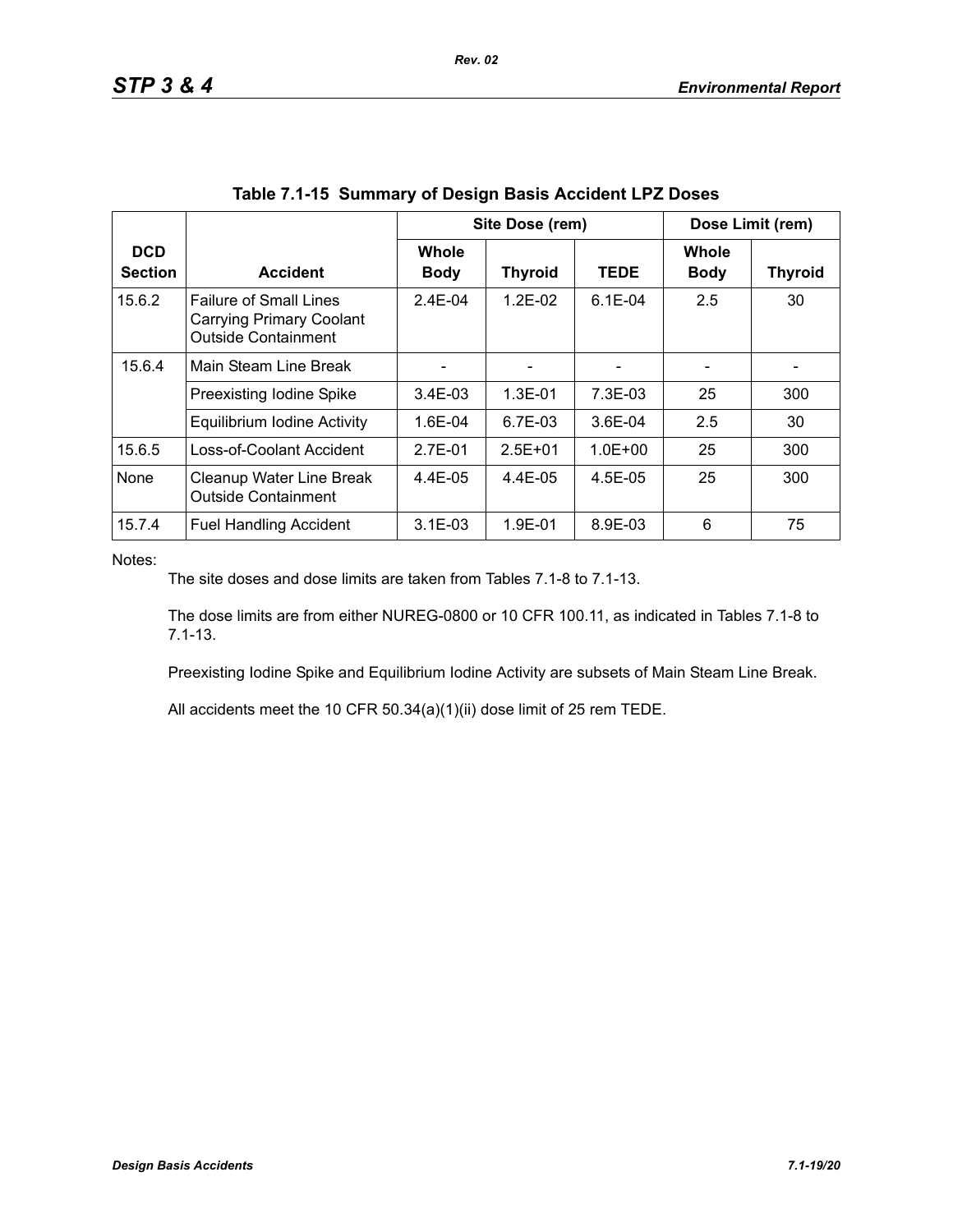**Table 7.1-15 Summary of Design Basis Accident LPZ Doses**

| DCD Section | Accident | Site Dose (rem) | | | Dose Limit (rem) | |
|---|---|---|---|---|---|---|
| | | Whole Body | Thyroid | TEDE | Whole Body | Thyroid |
| 15.6.2 | Failure of Small Lines Carrying Primary Coolant Outside Containment | 2.4E-04 | 1.2E-02 | 6.1E-04 | 2.5 | 30 |
| 15.6.4 | Main Steam Line Break | - | - | - | - | - |
| | Preexisting Iodine Spike | 3.4E-03 | 1.3E-01 | 7.3E-03 | 25 | 300 |
| | Equilibrium Iodine Activity | 1.6E-04 | 6.7E-03 | 3.6E-04 | 2.5 | 30 |
| 15.6.5 | Loss-of-Coolant Accident | 2.7E-01 | 2.5E+01 | 1.0E+00 | 25 | 300 |
| None | Cleanup Water Line Break Outside Containment | 4.4E-05 | 4.4E-05 | 4.5E-05 | 25 | 300 |
| 15.7.4 | Fuel Handling Accident | 3.1E-03 | 1.9E-01 | 8.9E-03 | 6 | 75 |

Notes:

The site doses and dose limits are taken from Tables 7.1-8 to 7.1-13.

The dose limits are from either NUREG-0800 or 10 CFR 100.11, as indicated in Tables 7.1-8 to 7.1-13.

Preexisting Iodine Spike and Equilibrium Iodine Activity are subsets of Main Steam Line Break.

All accidents meet the 10 CFR 50.34(a)(1)(ii) dose limit of 25 rem TEDE.